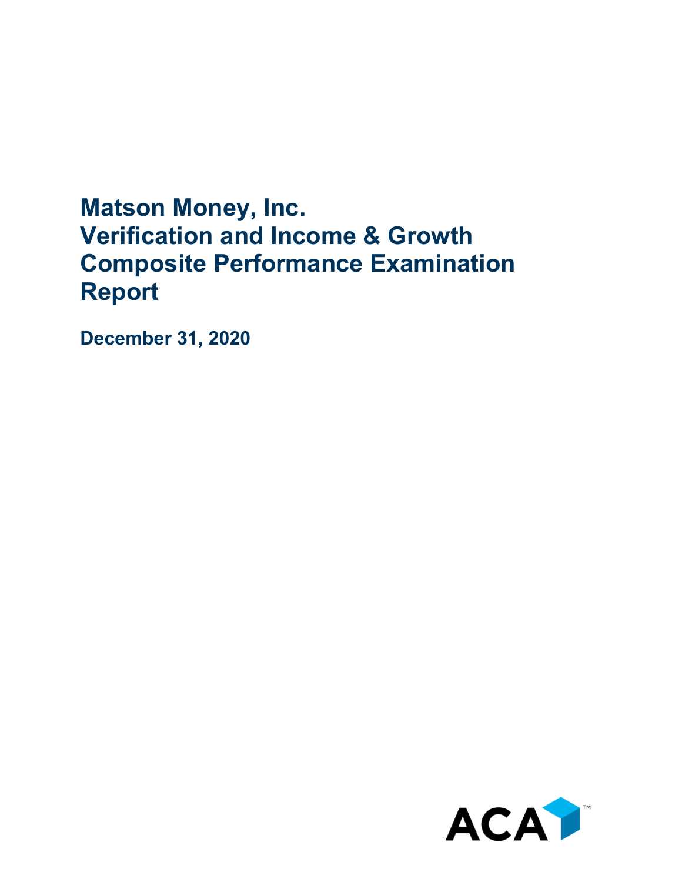# Matson Money, Inc.
# Verification and Income & Growth Composite Performance Examination Report

**December 31, 2020**

ACA™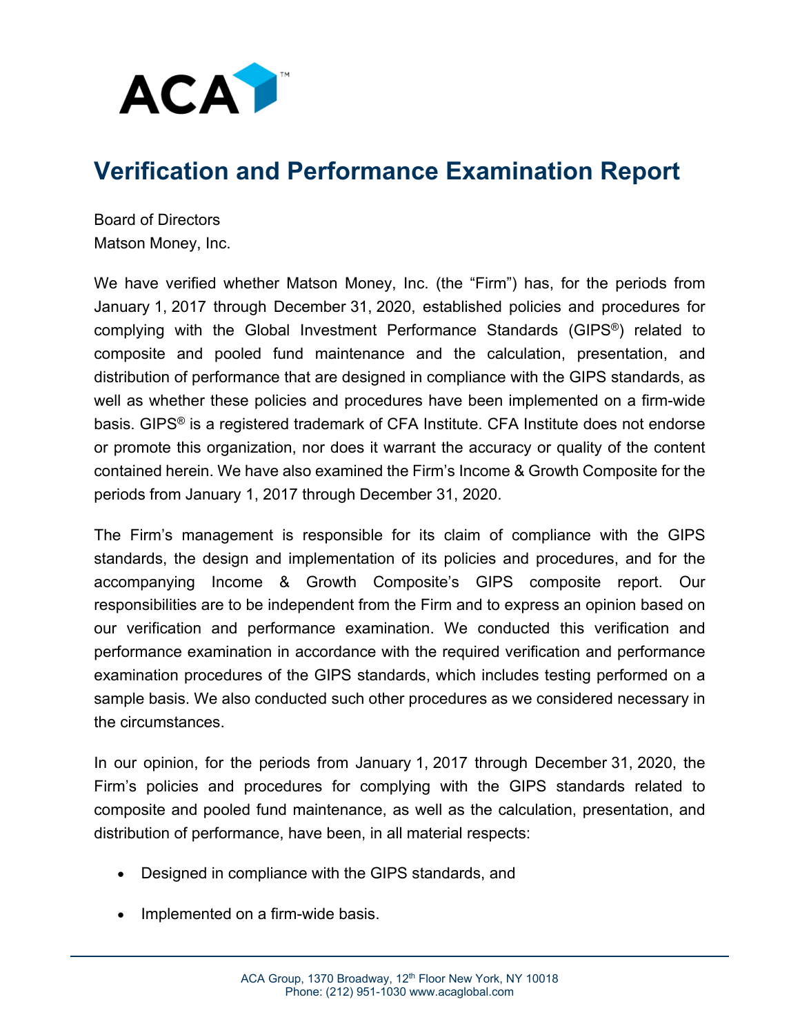# Verification and Performance Examination Report

Board of Directors
Matson Money, Inc.

We have verified whether Matson Money, Inc. (the "Firm") has, for the periods from January 1, 2017 through December 31, 2020, established policies and procedures for complying with the Global Investment Performance Standards (GIPS®) related to composite and pooled fund maintenance and the calculation, presentation, and distribution of performance that are designed in compliance with the GIPS standards, as well as whether these policies and procedures have been implemented on a firm-wide basis. GIPS® is a registered trademark of CFA Institute. CFA Institute does not endorse or promote this organization, nor does it warrant the accuracy or quality of the content contained herein. We have also examined the Firm's Income & Growth Composite for the periods from January 1, 2017 through December 31, 2020.

The Firm's management is responsible for its claim of compliance with the GIPS standards, the design and implementation of its policies and procedures, and for the accompanying Income & Growth Composite's GIPS composite report. Our responsibilities are to be independent from the Firm and to express an opinion based on our verification and performance examination. We conducted this verification and performance examination in accordance with the required verification and performance examination procedures of the GIPS standards, which includes testing performed on a sample basis. We also conducted such other procedures as we considered necessary in the circumstances.

In our opinion, for the periods from January 1, 2017 through December 31, 2020, the Firm's policies and procedures for complying with the GIPS standards related to composite and pooled fund maintenance, as well as the calculation, presentation, and distribution of performance, have been, in all material respects:

- Designed in compliance with the GIPS standards, and
- Implemented on a firm-wide basis.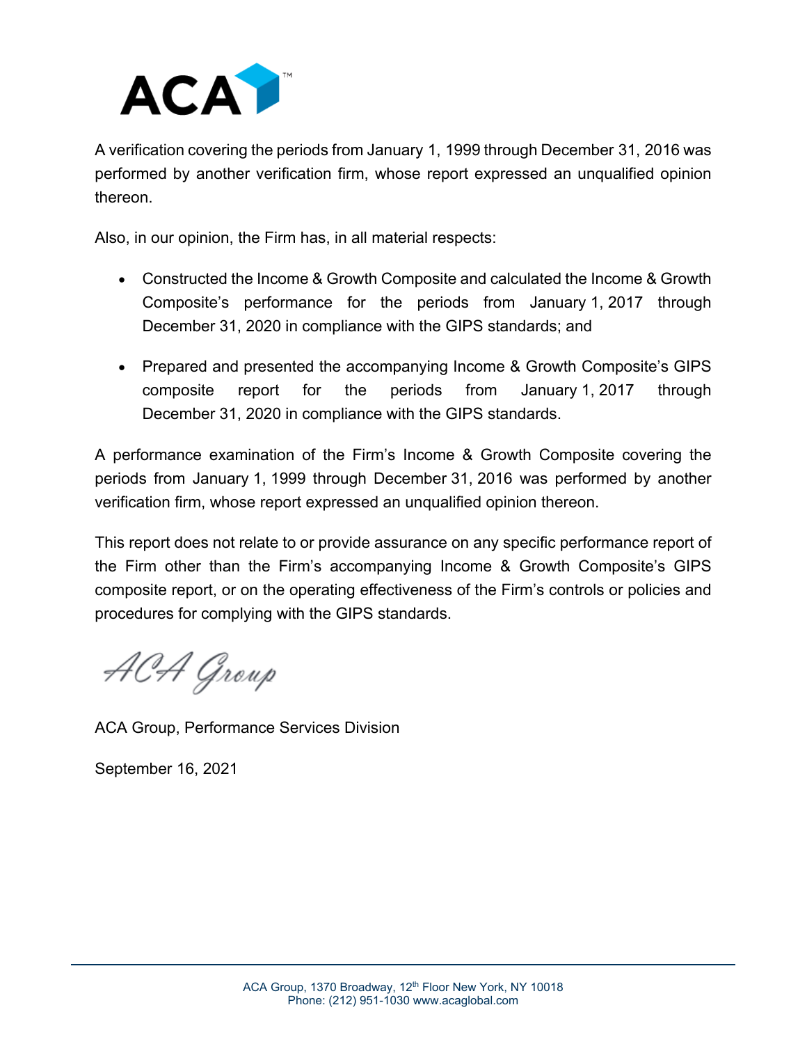A verification covering the periods from January 1, 1999 through December 31, 2016 was performed by another verification firm, whose report expressed an unqualified opinion thereon.

Also, in our opinion, the Firm has, in all material respects:

- Constructed the Income & Growth Composite and calculated the Income & Growth Composite's performance for the periods from January 1, 2017 through December 31, 2020 in compliance with the GIPS standards; and
- Prepared and presented the accompanying Income & Growth Composite's GIPS composite report for the periods from January 1, 2017 through December 31, 2020 in compliance with the GIPS standards.

A performance examination of the Firm's Income & Growth Composite covering the periods from January 1, 1999 through December 31, 2016 was performed by another verification firm, whose report expressed an unqualified opinion thereon.

This report does not relate to or provide assurance on any specific performance report of the Firm other than the Firm's accompanying Income & Growth Composite's GIPS composite report, or on the operating effectiveness of the Firm's controls or policies and procedures for complying with the GIPS standards.

ACA Group

ACA Group, Performance Services Division

September 16, 2021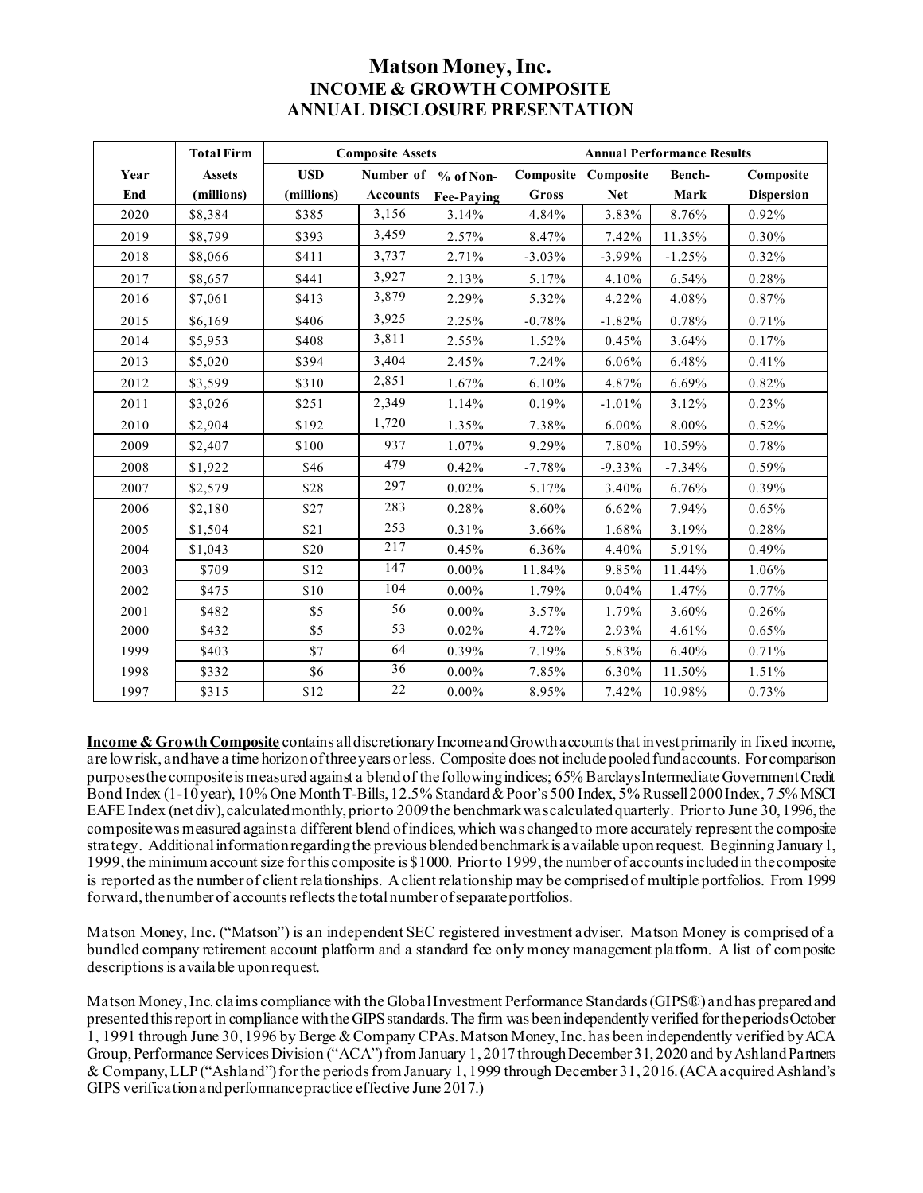# Matson Money, Inc.
## INCOME & GROWTH COMPOSITE
## ANNUAL DISCLOSURE PRESENTATION

| Year End | Total Firm Assets (millions) | Composite Assets USD (millions) | Number of Accounts | % of Non-Fee-Paying | Composite Gross | Composite Net | Bench-Mark | Composite Dispersion |
|---|---|---|---|---|---|---|---|---|
| 2020 | $8,384 | $385 | 3,156 | 3.14% | 4.84% | 3.83% | 8.76% | 0.92% |
| 2019 | $8,799 | $393 | 3,459 | 2.57% | 8.47% | 7.42% | 11.35% | 0.30% |
| 2018 | $8,066 | $411 | 3,737 | 2.71% | -3.03% | -3.99% | -1.25% | 0.32% |
| 2017 | $8,657 | $441 | 3,927 | 2.13% | 5.17% | 4.10% | 6.54% | 0.28% |
| 2016 | $7,061 | $413 | 3,879 | 2.29% | 5.32% | 4.22% | 4.08% | 0.87% |
| 2015 | $6,169 | $406 | 3,925 | 2.25% | -0.78% | -1.82% | 0.78% | 0.71% |
| 2014 | $5,953 | $408 | 3,811 | 2.55% | 1.52% | 0.45% | 3.64% | 0.17% |
| 2013 | $5,020 | $394 | 3,404 | 2.45% | 7.24% | 6.06% | 6.48% | 0.41% |
| 2012 | $3,599 | $310 | 2,851 | 1.67% | 6.10% | 4.87% | 6.69% | 0.82% |
| 2011 | $3,026 | $251 | 2,349 | 1.14% | 0.19% | -1.01% | 3.12% | 0.23% |
| 2010 | $2,904 | $192 | 1,720 | 1.35% | 7.38% | 6.00% | 8.00% | 0.52% |
| 2009 | $2,407 | $100 | 937 | 1.07% | 9.29% | 7.80% | 10.59% | 0.78% |
| 2008 | $1,922 | $46 | 479 | 0.42% | -7.78% | -9.33% | -7.34% | 0.59% |
| 2007 | $2,579 | $28 | 297 | 0.02% | 5.17% | 3.40% | 6.76% | 0.39% |
| 2006 | $2,180 | $27 | 283 | 0.28% | 8.60% | 6.62% | 7.94% | 0.65% |
| 2005 | $1,504 | $21 | 253 | 0.31% | 3.66% | 1.68% | 3.19% | 0.28% |
| 2004 | $1,043 | $20 | 217 | 0.45% | 6.36% | 4.40% | 5.91% | 0.49% |
| 2003 | $709 | $12 | 147 | 0.00% | 11.84% | 9.85% | 11.44% | 1.06% |
| 2002 | $475 | $10 | 104 | 0.00% | 1.79% | 0.04% | 1.47% | 0.77% |
| 2001 | $482 | $5 | 56 | 0.00% | 3.57% | 1.79% | 3.60% | 0.26% |
| 2000 | $432 | $5 | 53 | 0.02% | 4.72% | 2.93% | 4.61% | 0.65% |
| 1999 | $403 | $7 | 64 | 0.39% | 7.19% | 5.83% | 6.40% | 0.71% |
| 1998 | $332 | $6 | 36 | 0.00% | 7.85% | 6.30% | 11.50% | 1.51% |
| 1997 | $315 | $12 | 22 | 0.00% | 8.95% | 7.42% | 10.98% | 0.73% |

**Income & Growth Composite** contains all discretionary Income and Growth accounts that invest primarily in fixed income, are low risk, and have a time horizon of three years or less. Composite does not include pooled fund accounts. For comparison purposes the composite is measured against a blend of the following indices; 65% Barclays Intermediate Government Credit Bond Index (1-10 year), 10% One Month T-Bills, 12.5% Standard & Poor's 500 Index, 5% Russell 2000 Index, 7.5% MSCI EAFE Index (net div), calculated monthly, prior to 2009 the benchmark was calculated quarterly. Prior to June 30, 1996, the composite was measured against a different blend of indices, which was changed to more accurately represent the composite strategy. Additional information regarding the previous blended benchmark is available upon request. Beginning January 1, 1999, the minimum account size for this composite is $1000. Prior to 1999, the number of accounts included in the composite is reported as the number of client relationships. A client relationship may be comprised of multiple portfolios. From 1999 forward, the number of accounts reflects the total number of separate portfolios.

Matson Money, Inc. ("Matson") is an independent SEC registered investment adviser. Matson Money is comprised of a bundled company retirement account platform and a standard fee only money management platform. A list of composite descriptions is available upon request.

Matson Money, Inc. claims compliance with the Global Investment Performance Standards (GIPS®) and has prepared and presented this report in compliance with the GIPS standards. The firm was been independently verified for the periods October 1, 1991 through June 30, 1996 by Berge & Company CPAs. Matson Money, Inc. has been independently verified by ACA Group, Performance Services Division ("ACA") from January 1, 2017 through December 31, 2020 and by Ashland Partners & Company, LLP ("Ashland") for the periods from January 1, 1999 through December 31, 2016. (ACA acquired Ashland's GIPS verification and performance practice effective June 2017.)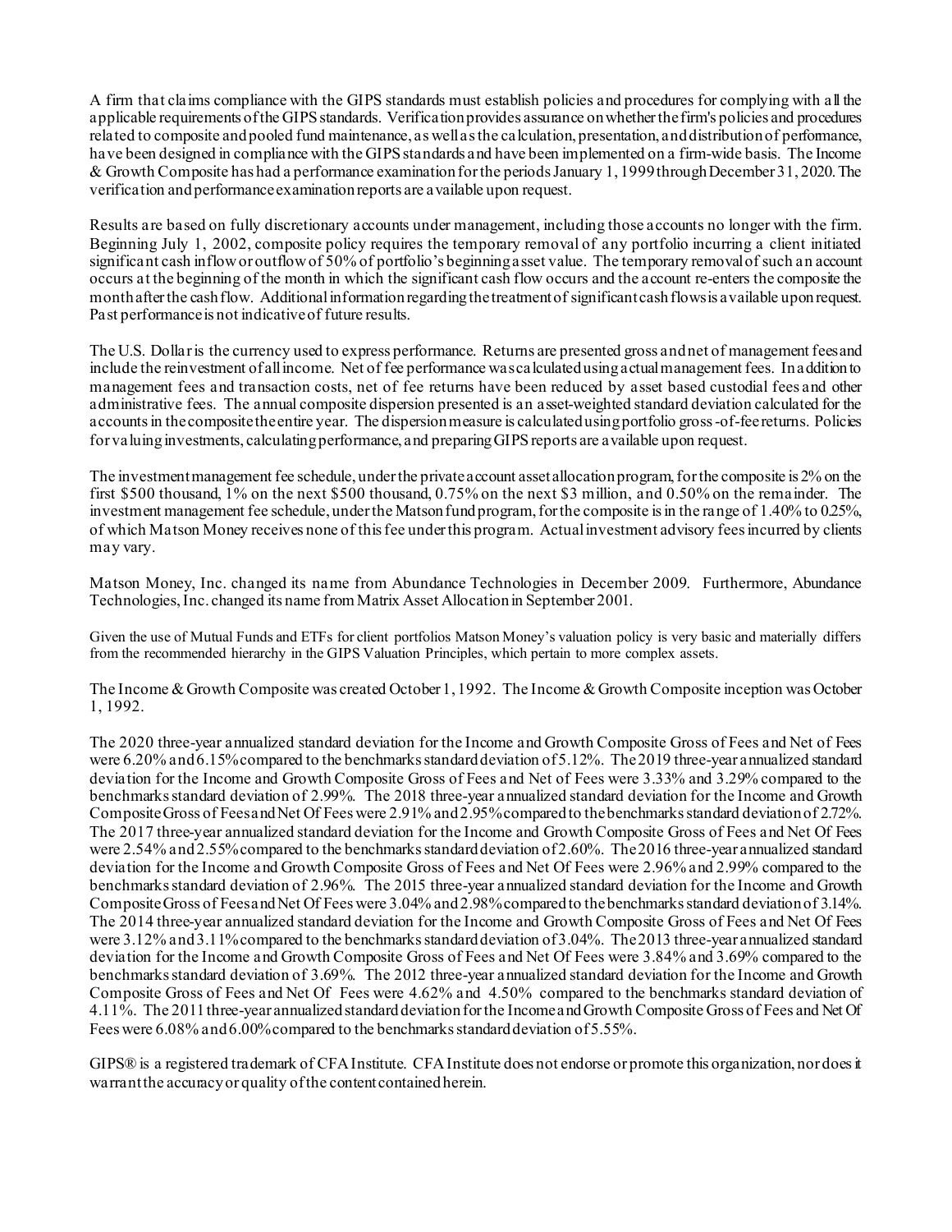A firm that claims compliance with the GIPS standards must establish policies and procedures for complying with all the applicable requirements of the GIPS standards. Verification provides assurance on whether the firm's policies and procedures related to composite and pooled fund maintenance, as well as the calculation, presentation, and distribution of performance, have been designed in compliance with the GIPS standards and have been implemented on a firm-wide basis. The Income & Growth Composite has had a performance examination for the periods January 1, 1999 through December 31, 2020. The verification and performance examination reports are available upon request.

Results are based on fully discretionary accounts under management, including those accounts no longer with the firm. Beginning July 1, 2002, composite policy requires the temporary removal of any portfolio incurring a client initiated significant cash inflow or outflow of 50% of portfolio's beginning asset value. The temporary removal of such an account occurs at the beginning of the month in which the significant cash flow occurs and the account re-enters the composite the month after the cash flow. Additional information regarding the treatment of significant cash flows is available upon request. Past performance is not indicative of future results.

The U.S. Dollar is the currency used to express performance. Returns are presented gross and net of management fees and include the reinvestment of all income. Net of fee performance was calculated using actual management fees. In addition to management fees and transaction costs, net of fee returns have been reduced by asset based custodial fees and other administrative fees. The annual composite dispersion presented is an asset-weighted standard deviation calculated for the accounts in the composite the entire year. The dispersion measure is calculated using portfolio gross-of-fee returns. Policies for valuing investments, calculating performance, and preparing GIPS reports are available upon request.

The investment management fee schedule, under the private account asset allocation program, for the composite is 2% on the first $500 thousand, 1% on the next $500 thousand, 0.75% on the next $3 million, and 0.50% on the remainder. The investment management fee schedule, under the Matson fund program, for the composite is in the range of 1.40% to 0.25%, of which Matson Money receives none of this fee under this program. Actual investment advisory fees incurred by clients may vary.

Matson Money, Inc. changed its name from Abundance Technologies in December 2009. Furthermore, Abundance Technologies, Inc. changed its name from Matrix Asset Allocation in September 2001.

Given the use of Mutual Funds and ETFs for client portfolios Matson Money's valuation policy is very basic and materially differs from the recommended hierarchy in the GIPS Valuation Principles, which pertain to more complex assets.

The Income & Growth Composite was created October 1, 1992. The Income & Growth Composite inception was October 1, 1992.

The 2020 three-year annualized standard deviation for the Income and Growth Composite Gross of Fees and Net of Fees were 6.20% and 6.15% compared to the benchmarks standard deviation of 5.12%. The 2019 three-year annualized standard deviation for the Income and Growth Composite Gross of Fees and Net of Fees were 3.33% and 3.29% compared to the benchmarks standard deviation of 2.99%. The 2018 three-year annualized standard deviation for the Income and Growth Composite Gross of Fees and Net Of Fees were 2.91% and 2.95% compared to the benchmarks standard deviation of 2.72%. The 2017 three-year annualized standard deviation for the Income and Growth Composite Gross of Fees and Net Of Fees were 2.54% and 2.55% compared to the benchmarks standard deviation of 2.60%. The 2016 three-year annualized standard deviation for the Income and Growth Composite Gross of Fees and Net Of Fees were 2.96% and 2.99% compared to the benchmarks standard deviation of 2.96%. The 2015 three-year annualized standard deviation for the Income and Growth Composite Gross of Fees and Net Of Fees were 3.04% and 2.98% compared to the benchmarks standard deviation of 3.14%. The 2014 three-year annualized standard deviation for the Income and Growth Composite Gross of Fees and Net Of Fees were 3.12% and 3.11% compared to the benchmarks standard deviation of 3.04%. The 2013 three-year annualized standard deviation for the Income and Growth Composite Gross of Fees and Net Of Fees were 3.84% and 3.69% compared to the benchmarks standard deviation of 3.69%. The 2012 three-year annualized standard deviation for the Income and Growth Composite Gross of Fees and Net Of Fees were 4.62% and 4.50% compared to the benchmarks standard deviation of 4.11%. The 2011 three-year annualized standard deviation for the Income and Growth Composite Gross of Fees and Net Of Fees were 6.08% and 6.00% compared to the benchmarks standard deviation of 5.55%.

GIPS® is a registered trademark of CFA Institute. CFA Institute does not endorse or promote this organization, nor does it warrant the accuracy or quality of the content contained herein.